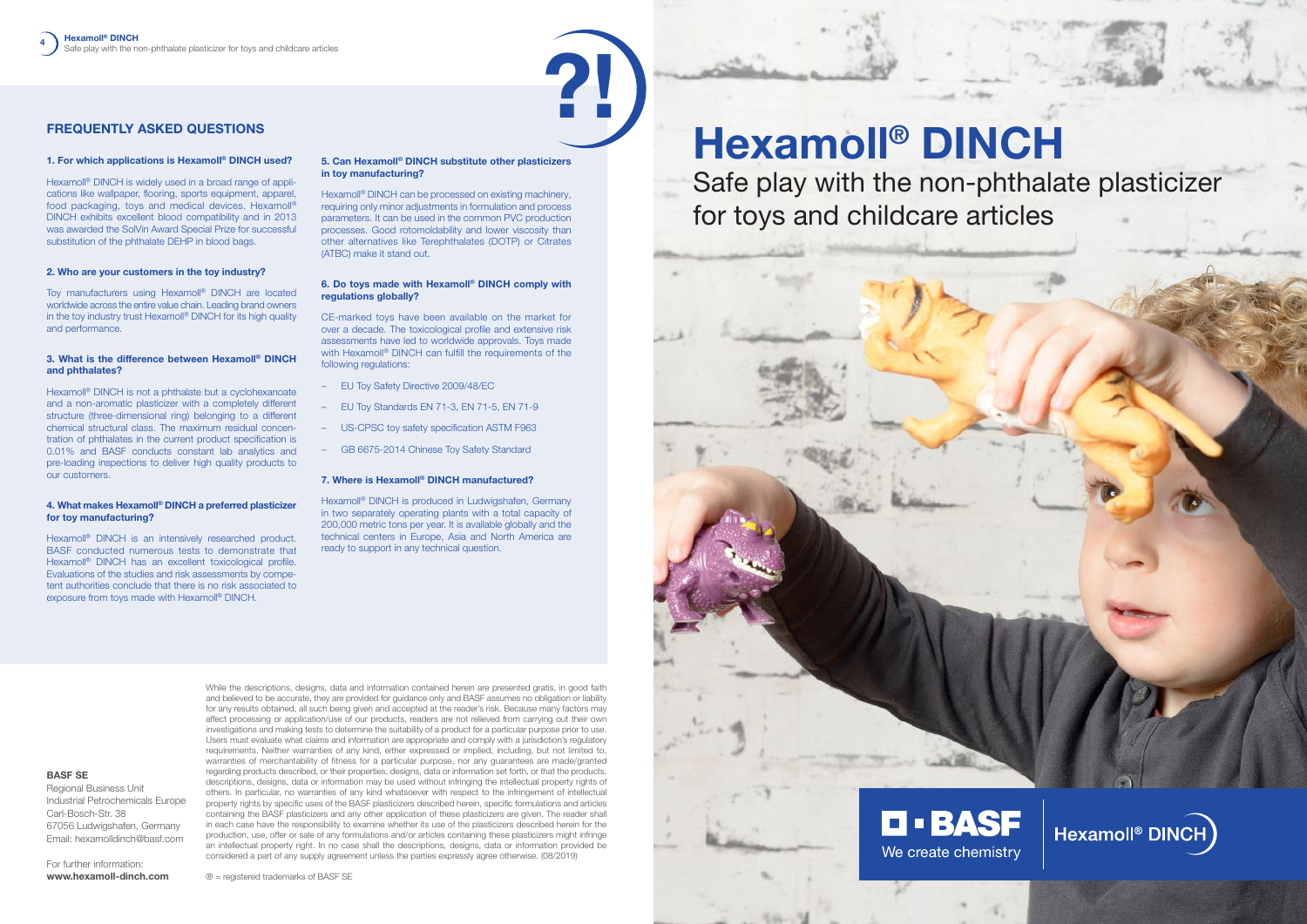# Hexamoll® DINCH

## Safe play with the non-phthalate plasticizer for toys and childcare articles

## FREQUENTLY ASKED QUESTIONS

### 1. For which applications is Hexamoll® DINCH used?

Hexamoll® DINCH is widely used in a broad range of applications like wallpaper, flooring, sports equipment, apparel, food packaging, toys and medical devices. Hexamoll® DINCH exhibits excellent blood compatibility and in 2013 was awarded the SolVin Award Special Prize for successful substitution of the phthalate DEHP in blood bags.

### 2. Who are your customers in the toy industry?

Toy manufacturers using Hexamoll® DINCH are located worldwide across the entire value chain. Leading brand owners in the toy industry trust Hexamoll® DINCH for its high quality and performance.

### 3. What is the difference between Hexamoll® DINCH and phthalates?

Hexamoll® DINCH is not a phthalate but a cyclohexanoate and a non-aromatic plasticizer with a completely different structure (three-dimensional ring) belonging to a different chemical structural class. The maximum residual concentration of phthalates in the current product specification is 0.01% and BASF conducts constant lab analytics and pre-loading inspections to deliver high quality products to our customers.

### 4. What makes Hexamoll® DINCH a preferred plasticizer for toy manufacturing?

Hexamoll® DINCH is an intensively researched product. BASF conducted numerous tests to demonstrate that Hexamoll® DINCH has an excellent toxicological profile. Evaluations of the studies and risk assessments by competent authorities conclude that there is no risk associated to exposure from toys made with Hexamoll® DINCH.

### 5. Can Hexamoll® DINCH substitute other plasticizers in toy manufacturing?

Hexamoll® DINCH can be processed on existing machinery, requiring only minor adjustments in formulation and process parameters. It can be used in the common PVC production processes. Good rotomoldability and lower viscosity than other alternatives like Terephthalates (DOTP) or Citrates (ATBC) make it stand out.

### 6. Do toys made with Hexamoll® DINCH comply with regulations globally?

CE-marked toys have been available on the market for over a decade. The toxicological profile and extensive risk assessments have led to worldwide approvals. Toys made with Hexamoll® DINCH can fulfill the requirements of the following regulations:

- EU Toy Safety Directive 2009/48/EC
- EU Toy Standards EN 71-3, EN 71-5, EN 71-9
- US-CPSC toy safety specification ASTM F963
- GB 6675-2014 Chinese Toy Safety Standard

### 7. Where is Hexamoll® DINCH manufactured?

Hexamoll® DINCH is produced in Ludwigshafen, Germany in two separately operating plants with a total capacity of 200,000 metric tons per year. It is available globally and the technical centers in Europe, Asia and North America are ready to support in any technical question.

**BASF SE**
Regional Business Unit
Industrial Petrochemicals Europe
Carl-Bosch-Str. 38
67056 Ludwigshafen, Germany
Email: hexamolldinch@basf.com

For further information:
**www.hexamoll-dinch.com**

While the descriptions, designs, data and information contained herein are presented gratis, in good faith and believed to be accurate, they are provided for guidance only and BASF assumes no obligation or liability for any results obtained, all such being given and accepted at the reader's risk. Because many factors may affect processing or application/use of our products, readers are not relieved from carrying out their own investigations and making tests to determine the suitability of a product for a particular purpose prior to use. Users must evaluate what claims and information are appropriate and comply with a jurisdiction's regulatory requirements. Neither warranties of any kind, either expressed or implied, including, but not limited to, warranties of merchantability of fitness for a particular purpose, nor any guarantees are made/granted regarding products described, or their properties, designs, data or information set forth, or that the products, descriptions, designs, data or information may be used without infringing the intellectual property rights of others. In particular, no warranties of any kind whatsoever with respect to the infringement of intellectual property rights by specific uses of the BASF plasticizers described herein, specific formulations and articles containing the BASF plasticizers and any other application of these plasticizers are given. The reader shall in each case have the responsibility to examine whether its use of the plasticizers described herein for the production, use, offer or sale of any formulations and/or articles containing these plasticizers might infringe an intellectual property right. In no case shall the descriptions, designs, data or information provided be considered a part of any supply agreement unless the parties expressly agree otherwise. (08/2019)

® = registered trademarks of BASF SE

BASF – We create chemistry

Hexamoll® DINCH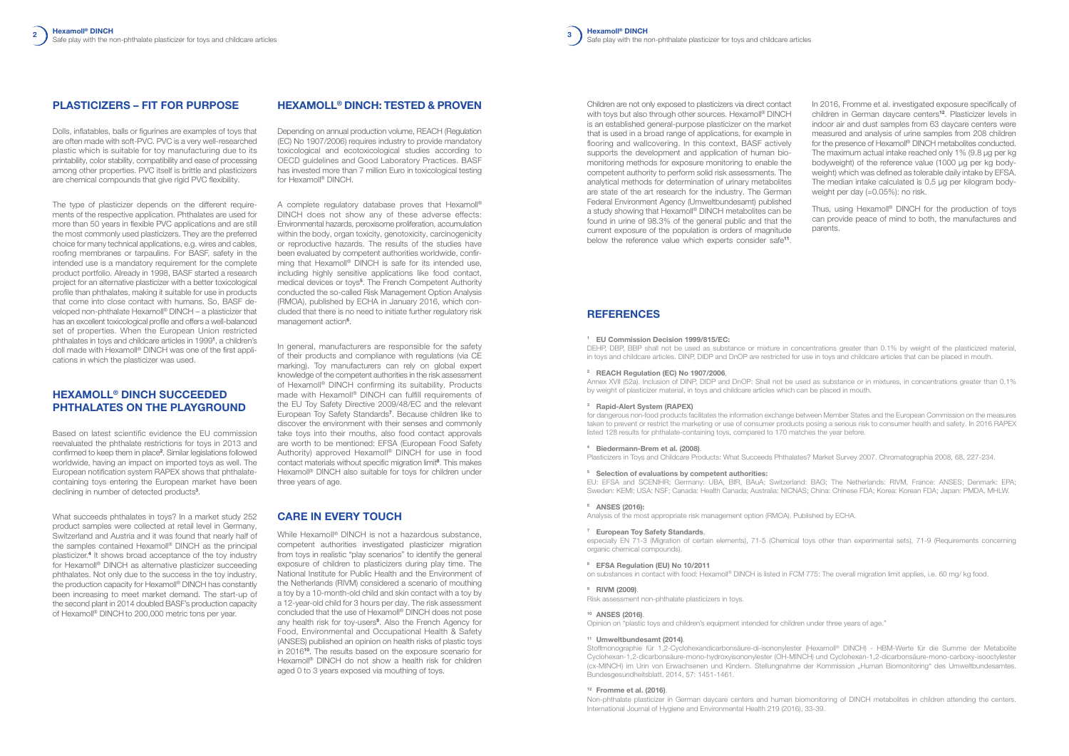## PLASTICIZERS – FIT FOR PURPOSE

Dolls, inflatables, balls or figurines are examples of toys that are often made with soft-PVC. PVC is a very well-researched plastic which is suitable for toy manufacturing due to its printability, color stability, compatibility and ease of processing among other properties. PVC itself is brittle and plasticizers are chemical compounds that give rigid PVC flexibility.

The type of plasticizer depends on the different requirements of the respective application. Phthalates are used for more than 50 years in flexible PVC applications and are still the most commonly used plasticizers. They are the preferred choice for many technical applications, e.g. wires and cables, roofing membranes or tarpaulins. For BASF, safety in the intended use is a mandatory requirement for the complete product portfolio. Already in 1998, BASF started a research project for an alternative plasticizer with a better toxicological profile than phthalates, making it suitable for use in products that come into close contact with humans. So, BASF developed non-phthalate Hexamoll® DINCH – a plasticizer that has an excellent toxicological profile and offers a well-balanced set of properties. When the European Union restricted phthalates in toys and childcare articles in 1999[1], a children's doll made with Hexamoll® DINCH was one of the first applications in which the plasticizer was used.

## HEXAMOLL® DINCH SUCCEEDED PHTHALATES ON THE PLAYGROUND

Based on latest scientific evidence the EU commission reevaluated the phthalate restrictions for toys in 2013 and confirmed to keep them in place[2]. Similar legislations followed worldwide, having an impact on imported toys as well. The European notification system RAPEX shows that phthalate-containing toys entering the European market have been declining in number of detected products[3].

What succeeds phthalates in toys? In a market study 252 product samples were collected at retail level in Germany, Switzerland and Austria and it was found that nearly half of the samples contained Hexamoll® DINCH as the principal plasticizer.[4] It shows broad acceptance of the toy industry for Hexamoll® DINCH as alternative plasticizer succeeding phthalates. Not only due to the success in the toy industry, the production capacity for Hexamoll® DINCH has constantly been increasing to meet market demand. The start-up of the second plant in 2014 doubled BASF's production capacity of Hexamoll® DINCH to 200,000 metric tons per year.

## HEXAMOLL® DINCH: TESTED & PROVEN

Depending on annual production volume, REACH (Regulation (EC) No 1907/2006) requires industry to provide mandatory toxicological and ecotoxicological studies according to OECD guidelines and Good Laboratory Practices. BASF has invested more than 7 million Euro in toxicological testing for Hexamoll® DINCH.

A complete regulatory database proves that Hexamoll® DINCH does not show any of these adverse effects: Environmental hazards, peroxisome proliferation, accumulation within the body, organ toxicity, genotoxicity, carcinogenicity or reproductive hazards. The results of the studies have been evaluated by competent authorities worldwide, confirming that Hexamoll® DINCH is safe for its intended use, including highly sensitive applications like food contact, medical devices or toys[5]. The French Competent Authority conducted the so-called Risk Management Option Analysis (RMOA), published by ECHA in January 2016, which concluded that there is no need to initiate further regulatory risk management action[6].

In general, manufacturers are responsible for the safety of their products and compliance with regulations (via CE marking). Toy manufacturers can rely on global expert knowledge of the competent authorities in the risk assessment of Hexamoll® DINCH confirming its suitability. Products made with Hexamoll® DINCH can fulfill requirements of the EU Toy Safety Directive 2009/48/EC and the relevant European Toy Safety Standards[7]. Because children like to discover the environment with their senses and commonly take toys into their mouths, also food contact approvals are worth to be mentioned: EFSA (European Food Safety Authority) approved Hexamoll® DINCH for use in food contact materials without specific migration limit[8]. This makes Hexamoll® DINCH also suitable for toys for children under three years of age.

## CARE IN EVERY TOUCH

While Hexamoll® DINCH is not a hazardous substance, competent authorities investigated plasticizer migration from toys in realistic "play scenarios" to identify the general exposure of children to plasticizers during play time. The National Institute for Public Health and the Environment of the Netherlands (RIVM) considered a scenario of mouthing a toy by a 10-month-old child and skin contact with a toy by a 12-year-old child for 3 hours per day. The risk assessment concluded that the use of Hexamoll® DINCH does not pose any health risk for toy-users[9]. Also the French Agency for Food, Environmental and Occupational Health & Safety (ANSES) published an opinion on health risks of plastic toys in 2016[10]. The results based on the exposure scenario for Hexamoll® DINCH do not show a health risk for children aged 0 to 3 years exposed via mouthing of toys.

Children are not only exposed to plasticizers via direct contact with toys but also through other sources. Hexamoll® DINCH is an established general-purpose plasticizer on the market that is used in a broad range of applications, for example in flooring and wallcovering. In this context, BASF actively supports the development and application of human biomonitoring methods for exposure monitoring to enable the competent authority to perform solid risk assessments. The analytical methods for determination of urinary metabolites are state of the art research for the industry. The German Federal Environment Agency (Umweltbundesamt) published a study showing that Hexamoll® DINCH metabolites can be found in urine of 98.3% of the general public and that the current exposure of the population is orders of magnitude below the reference value which experts consider safe[11].

In 2016, Fromme et al. investigated exposure specifically of children in German daycare centers[12]. Plasticizer levels in indoor air and dust samples from 63 daycare centers were measured and analysis of urine samples from 208 children for the presence of Hexamoll® DINCH metabolites conducted. The maximum actual intake reached only 1% (9.8 µg per kg bodyweight) of the reference value (1000 µg per kg bodyweight) which was defined as tolerable daily intake by EFSA. The median intake calculated is 0.5 µg per kilogram bodyweight per day (=0.05%): no risk.

Thus, using Hexamoll® DINCH for the production of toys can provide peace of mind to both, the manufactures and parents.

## REFERENCES

[1] **EU Commission Decision 1999/815/EC:**
DEHP, DBP, BBP shall not be used as substance or mixture in concentrations greater than 0.1% by weight of the plasticized material, in toys and childcare articles. DINP, DIDP and DnOP are restricted for use in toys and childcare articles that can be placed in mouth.

[2] **REACH Regulation (EC) No 1907/2006**,
Annex XVII (52a). Inclusion of DINP, DIDP and DnOP: Shall not be used as substance or in mixtures, in concentrations greater than 0.1% by weight of plasticizer material, in toys and childcare articles which can be placed in mouth.

[3] **Rapid-Alert System (RAPEX)**
for dangerous non-food products facilitates the information exchange between Member States and the European Commission on the measures taken to prevent or restrict the marketing or use of consumer products posing a serious risk to consumer health and safety. In 2016 RAPEX listed 128 results for phthalate-containing toys, compared to 170 matches the year before.

[4] **Biedermann-Brem et al. (2008)**.
Plasticizers in Toys and Childcare Products: What Succeeds Phthalates? Market Survey 2007. Chromatographia 2008, 68, 227-234.

[5] **Selection of evaluations by competent authorities:**
EU: EFSA and SCENIHR; Germany: UBA, BfR, BAuA; Switzerland: BAG; The Netherlands: RIVM, France: ANSES; Denmark: EPA; Sweden: KEMI; USA: NSF; Canada: Health Canada; Australia: NICNAS; China: Chinese FDA; Korea: Korean FDA; Japan: PMDA, MHLW.

[6] **ANSES (2016):**
Analysis of the most appropriate risk management option (RMOA). Published by ECHA.

[7] **European Toy Safety Standards**,
especially EN 71-3 (Migration of certain elements), 71-5 (Chemical toys other than experimental sets), 71-9 (Requirements concerning organic chemical compounds).

[8] **EFSA Regulation (EU) No 10/2011**
on substances in contact with food: Hexamoll® DINCH is listed in FCM 775: The overall migration limit applies, i.e. 60 mg/ kg food.

[9] **RIVM (2009)**.
Risk assessment non-phthalate plasticizers in toys.

[10] **ANSES (2016)**.
Opinion on "plastic toys and children's equipment intended for children under three years of age."

[11] **Umweltbundesamt (2014)**.
Stoffmonographie für 1,2-Cyclohexandicarbonsäure-di-isononylester (Hexamoll® DINCH) - HBM-Werte für die Summe der Metabolite Cyclohexan-1,2-dicarbonsäure-mono-hydroxyisononylester (OH-MINCH) und Cyclohexan-1,2-dicarbonsäure-mono-carboxy-isooctylester (cx-MINCH) im Urin von Erwachsenen und Kindern. Stellungnahme der Kommission „Human Biomonitoring" des Umweltbundesamtes. Bundesgesundheitsblatt, 2014, 57: 1451-1461.

[12] **Fromme et al. (2016)**.
Non-phthalate plasticizer in German daycare centers and human biomonitoring of DINCH metabolites in children attending the centers. International Journal of Hygiene and Environmental Health 219 (2016), 33-39.